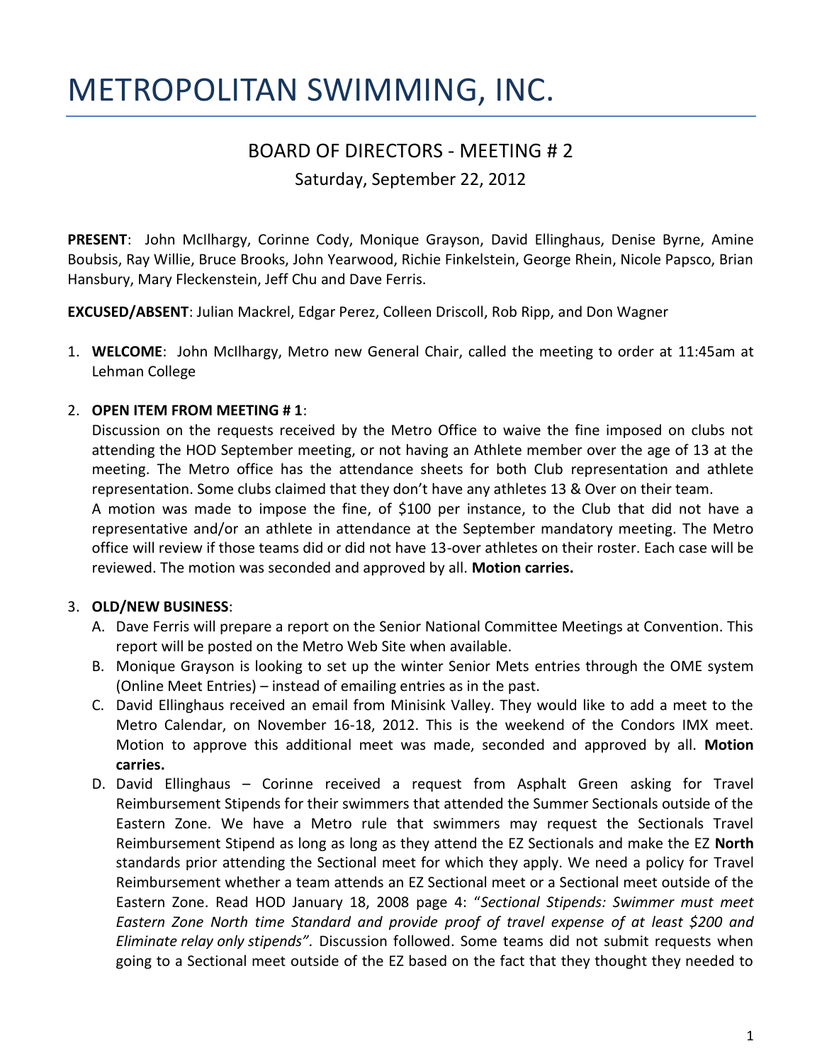# METROPOLITAN SWIMMING, INC.

## BOARD OF DIRECTORS - MEETING # 2

Saturday, September 22, 2012

**PRESENT**: John McIlhargy, Corinne Cody, Monique Grayson, David Ellinghaus, Denise Byrne, Amine Boubsis, Ray Willie, Bruce Brooks, John Yearwood, Richie Finkelstein, George Rhein, Nicole Papsco, Brian Hansbury, Mary Fleckenstein, Jeff Chu and Dave Ferris.

**EXCUSED/ABSENT**: Julian Mackrel, Edgar Perez, Colleen Driscoll, Rob Ripp, and Don Wagner

1. **WELCOME**: John McIlhargy, Metro new General Chair, called the meeting to order at 11:45am at Lehman College

2. **OPEN ITEM FROM MEETING # 1**:

   Discussion on the requests received by the Metro Office to waive the fine imposed on clubs not attending the HOD September meeting, or not having an Athlete member over the age of 13 at the meeting. The Metro office has the attendance sheets for both Club representation and athlete representation. Some clubs claimed that they don't have any athletes 13 & Over on their team.

   A motion was made to impose the fine, of $100 per instance, to the Club that did not have a representative and/or an athlete in attendance at the September mandatory meeting. The Metro office will review if those teams did or did not have 13-over athletes on their roster. Each case will be reviewed. The motion was seconded and approved by all. **Motion carries.**

3. **OLD/NEW BUSINESS**:

   A. Dave Ferris will prepare a report on the Senior National Committee Meetings at Convention. This report will be posted on the Metro Web Site when available.

   B. Monique Grayson is looking to set up the winter Senior Mets entries through the OME system (Online Meet Entries) – instead of emailing entries as in the past.

   C. David Ellinghaus received an email from Minisink Valley. They would like to add a meet to the Metro Calendar, on November 16-18, 2012. This is the weekend of the Condors IMX meet. Motion to approve this additional meet was made, seconded and approved by all. **Motion carries.**

   D. David Ellinghaus – Corinne received a request from Asphalt Green asking for Travel Reimbursement Stipends for their swimmers that attended the Summer Sectionals outside of the Eastern Zone. We have a Metro rule that swimmers may request the Sectionals Travel Reimbursement Stipend as long as long as they attend the EZ Sectionals and make the EZ **North** standards prior attending the Sectional meet for which they apply. We need a policy for Travel Reimbursement whether a team attends an EZ Sectional meet or a Sectional meet outside of the Eastern Zone. Read HOD January 18, 2008 page 4: "*Sectional Stipends: Swimmer must meet Eastern Zone North time Standard and provide proof of travel expense of at least $200 and Eliminate relay only stipends".* Discussion followed. Some teams did not submit requests when going to a Sectional meet outside of the EZ based on the fact that they thought they needed to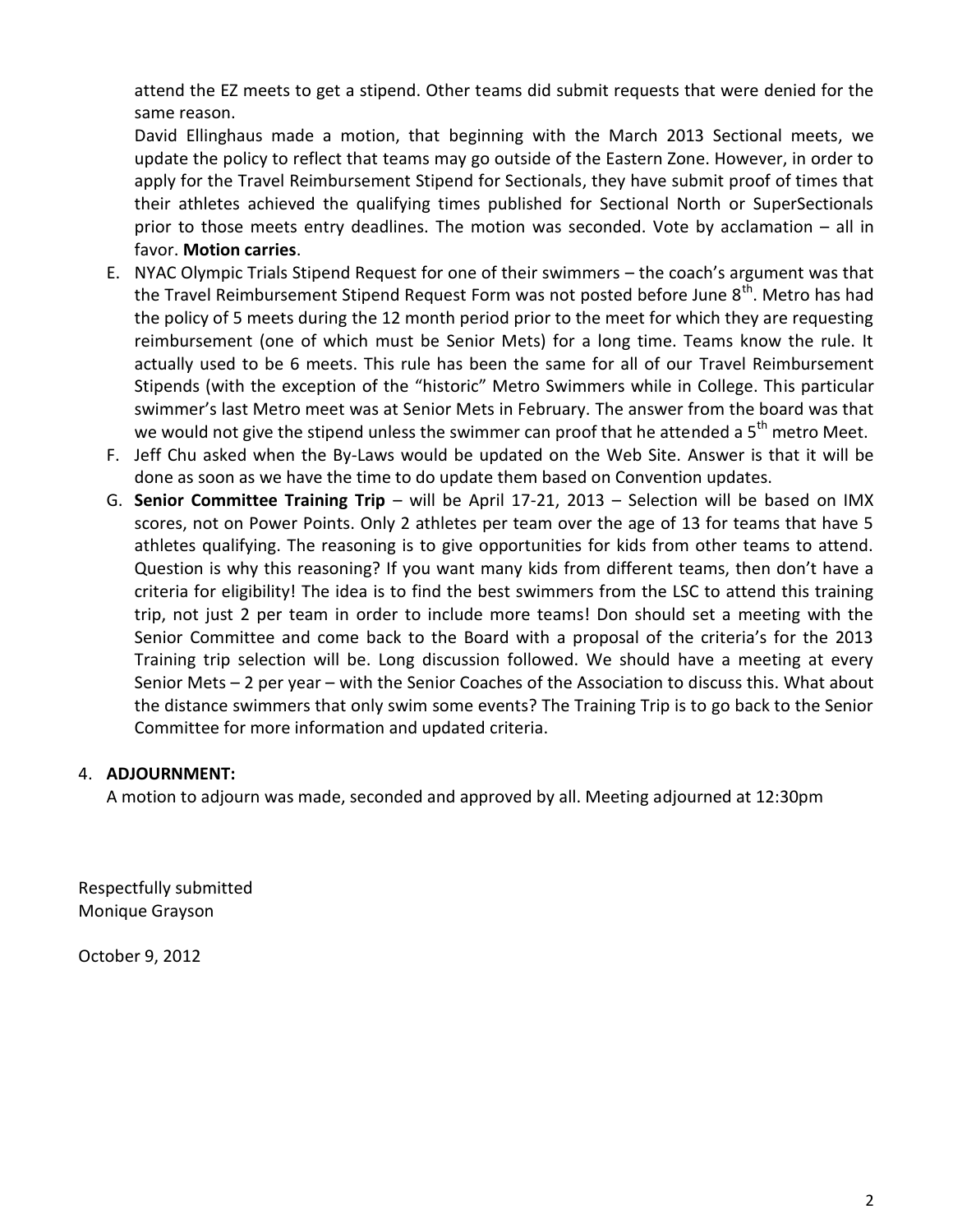attend the EZ meets to get a stipend. Other teams did submit requests that were denied for the same reason.

David Ellinghaus made a motion, that beginning with the March 2013 Sectional meets, we update the policy to reflect that teams may go outside of the Eastern Zone. However, in order to apply for the Travel Reimbursement Stipend for Sectionals, they have submit proof of times that their athletes achieved the qualifying times published for Sectional North or SuperSectionals prior to those meets entry deadlines. The motion was seconded. Vote by acclamation – all in favor. **Motion carries**.

E. NYAC Olympic Trials Stipend Request for one of their swimmers – the coach's argument was that the Travel Reimbursement Stipend Request Form was not posted before June 8th. Metro has had the policy of 5 meets during the 12 month period prior to the meet for which they are requesting reimbursement (one of which must be Senior Mets) for a long time. Teams know the rule. It actually used to be 6 meets. This rule has been the same for all of our Travel Reimbursement Stipends (with the exception of the "historic" Metro Swimmers while in College. This particular swimmer's last Metro meet was at Senior Mets in February. The answer from the board was that we would not give the stipend unless the swimmer can proof that he attended a 5th metro Meet.
F. Jeff Chu asked when the By-Laws would be updated on the Web Site. Answer is that it will be done as soon as we have the time to do update them based on Convention updates.
G. **Senior Committee Training Trip** – will be April 17-21, 2013 – Selection will be based on IMX scores, not on Power Points. Only 2 athletes per team over the age of 13 for teams that have 5 athletes qualifying. The reasoning is to give opportunities for kids from other teams to attend. Question is why this reasoning? If you want many kids from different teams, then don't have a criteria for eligibility! The idea is to find the best swimmers from the LSC to attend this training trip, not just 2 per team in order to include more teams! Don should set a meeting with the Senior Committee and come back to the Board with a proposal of the criteria's for the 2013 Training trip selection will be. Long discussion followed. We should have a meeting at every Senior Mets – 2 per year – with the Senior Coaches of the Association to discuss this. What about the distance swimmers that only swim some events? The Training Trip is to go back to the Senior Committee for more information and updated criteria.

4. **ADJOURNMENT:**

A motion to adjourn was made, seconded and approved by all. Meeting adjourned at 12:30pm

Respectfully submitted
Monique Grayson

October 9, 2012